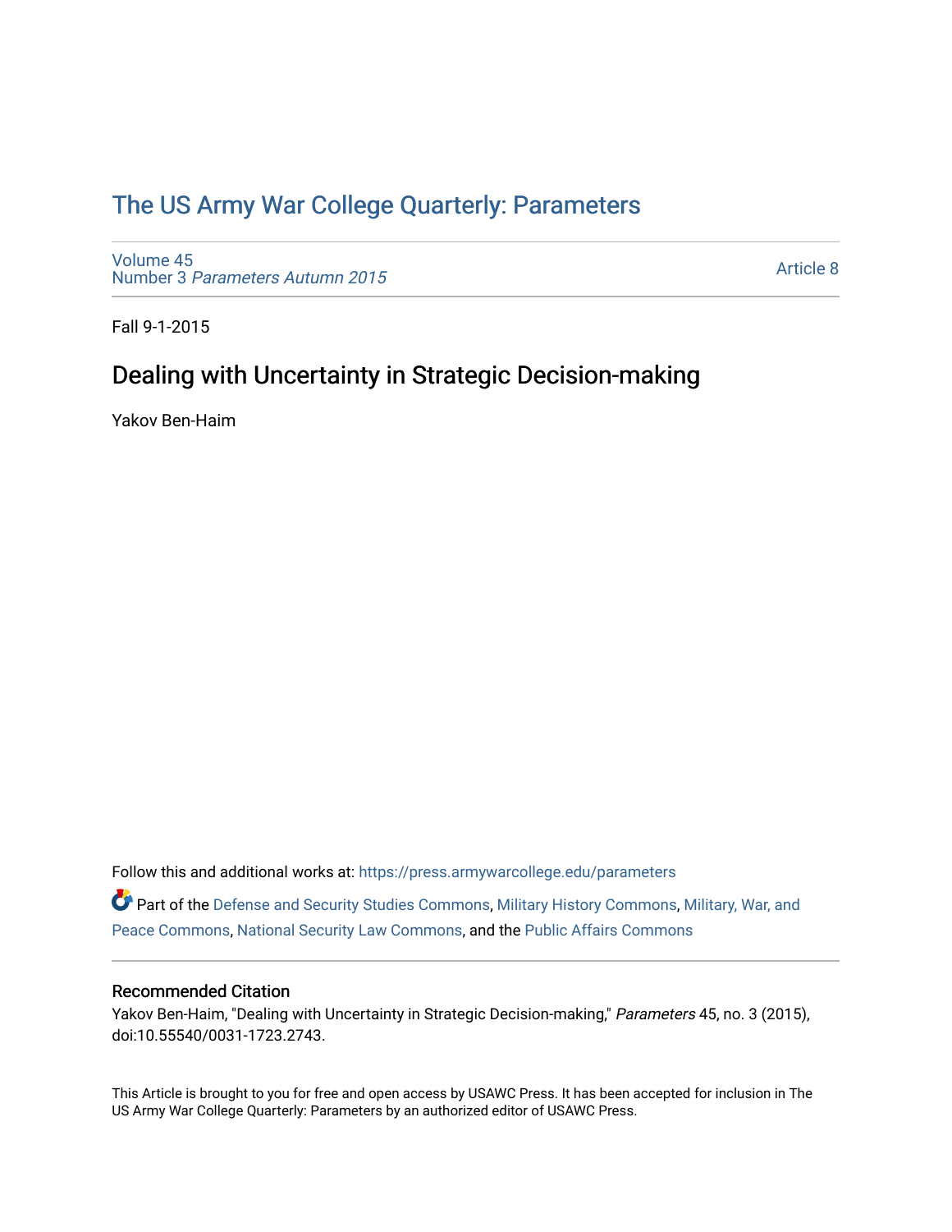# The US Army War College Quarterly: Parameters

Volume 45
Number 3 *Parameters Autumn 2015*

Article 8

Fall 9-1-2015

## Dealing with Uncertainty in Strategic Decision-making

Yakov Ben-Haim

Follow this and additional works at: https://press.armywarcollege.edu/parameters

Part of the Defense and Security Studies Commons, Military History Commons, Military, War, and Peace Commons, National Security Law Commons, and the Public Affairs Commons

### Recommended Citation

Yakov Ben-Haim, "Dealing with Uncertainty in Strategic Decision-making," *Parameters* 45, no. 3 (2015), doi:10.55540/0031-1723.2743.

This Article is brought to you for free and open access by USAWC Press. It has been accepted for inclusion in The US Army War College Quarterly: Parameters by an authorized editor of USAWC Press.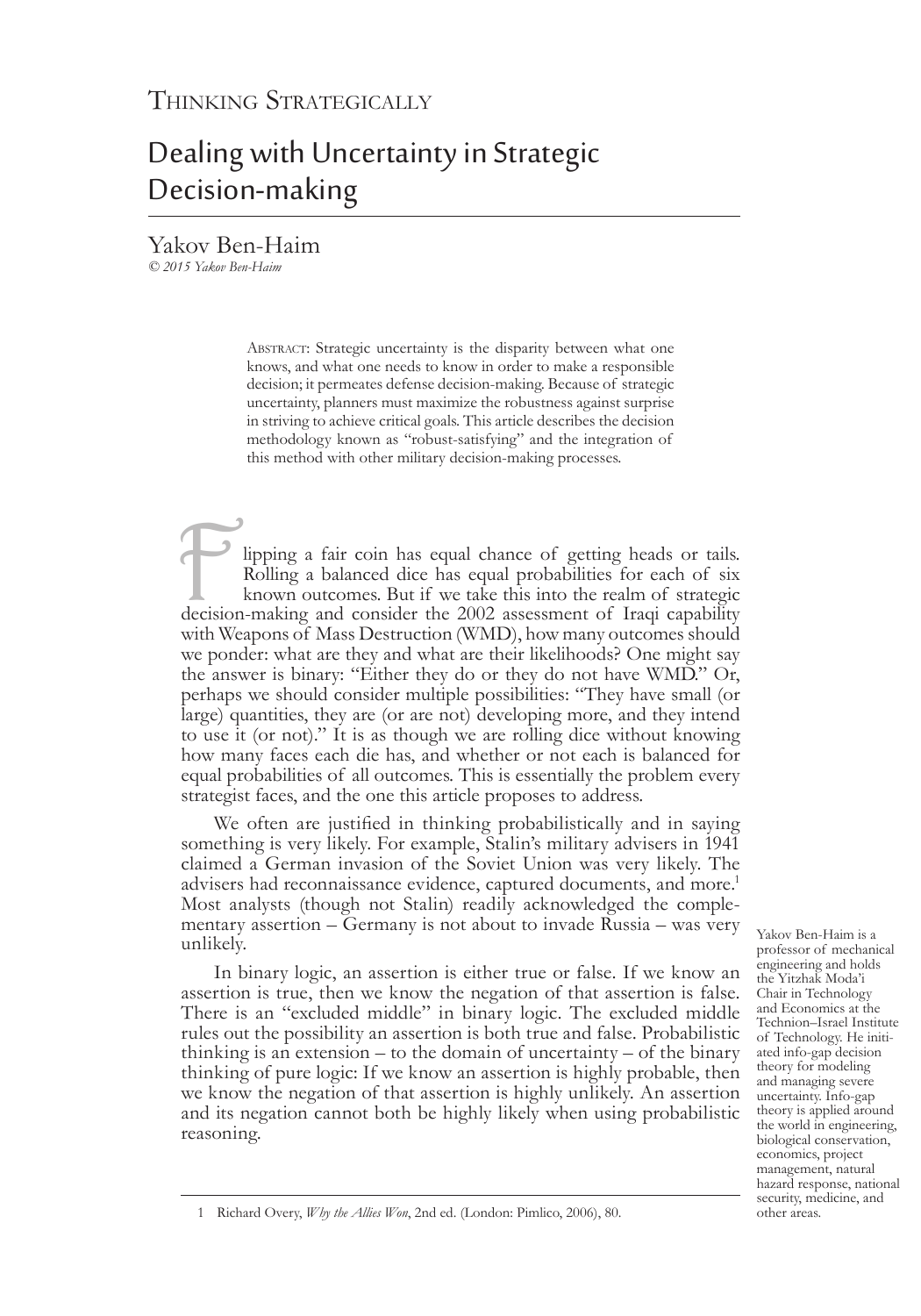Thinking Strategically

# Dealing with Uncertainty in Strategic Decision-making

Yakov Ben-Haim

*© 2015 Yakov Ben-Haim*

Abstract: Strategic uncertainty is the disparity between what one knows, and what one needs to know in order to make a responsible decision; it permeates defense decision-making. Because of strategic uncertainty, planners must maximize the robustness against surprise in striving to achieve critical goals. This article describes the decision methodology known as "robust-satisfying" and the integration of this method with other military decision-making processes.

Flipping a fair coin has equal chance of getting heads or tails. Rolling a balanced dice has equal probabilities for each of six known outcomes. But if we take this into the realm of strategic decision-making and consider the 2002 assessment of Iraqi capability with Weapons of Mass Destruction (WMD), how many outcomes should we ponder: what are they and what are their likelihoods? One might say the answer is binary: "Either they do or they do not have WMD." Or, perhaps we should consider multiple possibilities: "They have small (or large) quantities, they are (or are not) developing more, and they intend to use it (or not)." It is as though we are rolling dice without knowing how many faces each die has, and whether or not each is balanced for equal probabilities of all outcomes. This is essentially the problem every strategist faces, and the one this article proposes to address.

We often are justified in thinking probabilistically and in saying something is very likely. For example, Stalin's military advisers in 1941 claimed a German invasion of the Soviet Union was very likely. The advisers had reconnaissance evidence, captured documents, and more.[1] Most analysts (though not Stalin) readily acknowledged the complementary assertion – Germany is not about to invade Russia – was very unlikely.

In binary logic, an assertion is either true or false. If we know an assertion is true, then we know the negation of that assertion is false. There is an "excluded middle" in binary logic. The excluded middle rules out the possibility an assertion is both true and false. Probabilistic thinking is an extension – to the domain of uncertainty – of the binary thinking of pure logic: If we know an assertion is highly probable, then we know the negation of that assertion is highly unlikely. An assertion and its negation cannot both be highly likely when using probabilistic reasoning.

Yakov Ben-Haim is a professor of mechanical engineering and holds the Yitzhak Moda'i Chair in Technology and Economics at the Technion–Israel Institute of Technology. He initiated info-gap decision theory for modeling and managing severe uncertainty. Info-gap theory is applied around the world in engineering, biological conservation, economics, project management, natural hazard response, national security, medicine, and other areas.

1 Richard Overy, *Why the Allies Won*, 2nd ed. (London: Pimlico, 2006), 80.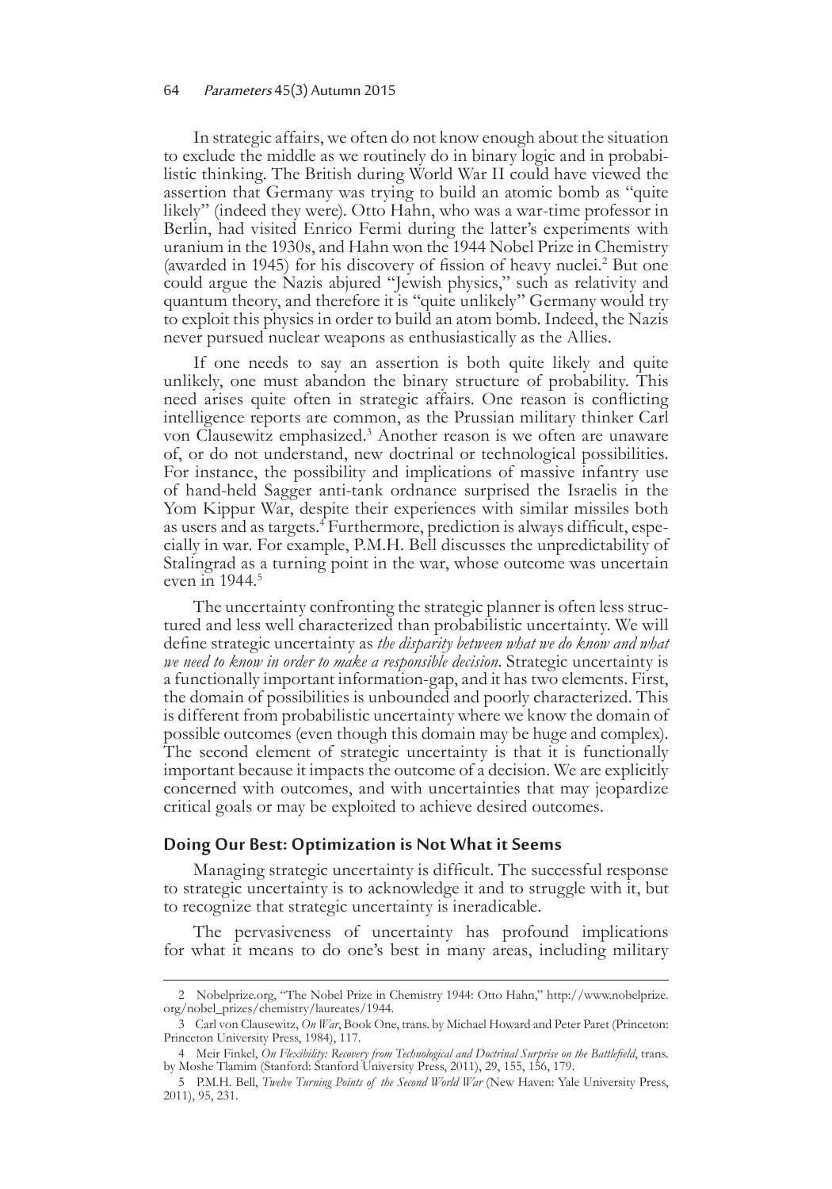In strategic affairs, we often do not know enough about the situation to exclude the middle as we routinely do in binary logic and in probabilistic thinking. The British during World War II could have viewed the assertion that Germany was trying to build an atomic bomb as "quite likely" (indeed they were). Otto Hahn, who was a war-time professor in Berlin, had visited Enrico Fermi during the latter's experiments with uranium in the 1930s, and Hahn won the 1944 Nobel Prize in Chemistry (awarded in 1945) for his discovery of fission of heavy nuclei.[2] But one could argue the Nazis abjured "Jewish physics," such as relativity and quantum theory, and therefore it is "quite unlikely" Germany would try to exploit this physics in order to build an atom bomb. Indeed, the Nazis never pursued nuclear weapons as enthusiastically as the Allies.

If one needs to say an assertion is both quite likely and quite unlikely, one must abandon the binary structure of probability. This need arises quite often in strategic affairs. One reason is conflicting intelligence reports are common, as the Prussian military thinker Carl von Clausewitz emphasized.[3] Another reason is we often are unaware of, or do not understand, new doctrinal or technological possibilities. For instance, the possibility and implications of massive infantry use of hand-held Sagger anti-tank ordnance surprised the Israelis in the Yom Kippur War, despite their experiences with similar missiles both as users and as targets.[4] Furthermore, prediction is always difficult, especially in war. For example, P.M.H. Bell discusses the unpredictability of Stalingrad as a turning point in the war, whose outcome was uncertain even in 1944.[5]

The uncertainty confronting the strategic planner is often less structured and less well characterized than probabilistic uncertainty. We will define strategic uncertainty as *the disparity between what we do know and what we need to know in order to make a responsible decision*. Strategic uncertainty is a functionally important information-gap, and it has two elements. First, the domain of possibilities is unbounded and poorly characterized. This is different from probabilistic uncertainty where we know the domain of possible outcomes (even though this domain may be huge and complex). The second element of strategic uncertainty is that it is functionally important because it impacts the outcome of a decision. We are explicitly concerned with outcomes, and with uncertainties that may jeopardize critical goals or may be exploited to achieve desired outcomes.

## Doing Our Best: Optimization is Not What it Seems

Managing strategic uncertainty is difficult. The successful response to strategic uncertainty is to acknowledge it and to struggle with it, but to recognize that strategic uncertainty is ineradicable.

The pervasiveness of uncertainty has profound implications for what it means to do one's best in many areas, including military

---

2 Nobelprize.org, "The Nobel Prize in Chemistry 1944: Otto Hahn," http://www.nobelprize.org/nobel_prizes/chemistry/laureates/1944.

3 Carl von Clausewitz, *On War*, Book One, trans. by Michael Howard and Peter Paret (Princeton: Princeton University Press, 1984), 117.

4 Meir Finkel, *On Flexibility: Recovery from Technological and Doctrinal Surprise on the Battlefield*, trans. by Moshe Tlamim (Stanford: Stanford University Press, 2011), 29, 155, 156, 179.

5 P.M.H. Bell, *Twelve Turning Points of the Second World War* (New Haven: Yale University Press, 2011), 95, 231.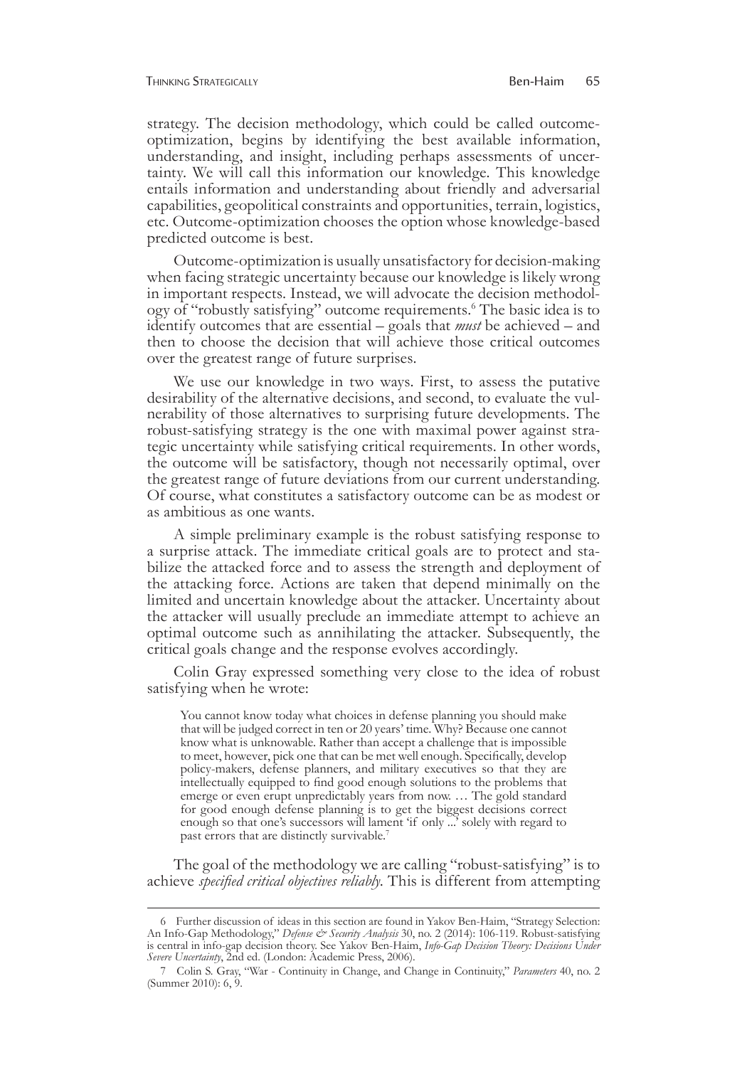strategy. The decision methodology, which could be called outcome-optimization, begins by identifying the best available information, understanding, and insight, including perhaps assessments of uncertainty. We will call this information our knowledge. This knowledge entails information and understanding about friendly and adversarial capabilities, geopolitical constraints and opportunities, terrain, logistics, etc. Outcome-optimization chooses the option whose knowledge-based predicted outcome is best.

Outcome-optimization is usually unsatisfactory for decision-making when facing strategic uncertainty because our knowledge is likely wrong in important respects. Instead, we will advocate the decision methodology of "robustly satisfying" outcome requirements.[6] The basic idea is to identify outcomes that are essential – goals that *must* be achieved – and then to choose the decision that will achieve those critical outcomes over the greatest range of future surprises.

We use our knowledge in two ways. First, to assess the putative desirability of the alternative decisions, and second, to evaluate the vulnerability of those alternatives to surprising future developments. The robust-satisfying strategy is the one with maximal power against strategic uncertainty while satisfying critical requirements. In other words, the outcome will be satisfactory, though not necessarily optimal, over the greatest range of future deviations from our current understanding. Of course, what constitutes a satisfactory outcome can be as modest or as ambitious as one wants.

A simple preliminary example is the robust satisfying response to a surprise attack. The immediate critical goals are to protect and stabilize the attacked force and to assess the strength and deployment of the attacking force. Actions are taken that depend minimally on the limited and uncertain knowledge about the attacker. Uncertainty about the attacker will usually preclude an immediate attempt to achieve an optimal outcome such as annihilating the attacker. Subsequently, the critical goals change and the response evolves accordingly.

Colin Gray expressed something very close to the idea of robust satisfying when he wrote:

> You cannot know today what choices in defense planning you should make that will be judged correct in ten or 20 years' time. Why? Because one cannot know what is unknowable. Rather than accept a challenge that is impossible to meet, however, pick one that can be met well enough. Specifically, develop policy-makers, defense planners, and military executives so that they are intellectually equipped to find good enough solutions to the problems that emerge or even erupt unpredictably years from now. … The gold standard for good enough defense planning is to get the biggest decisions correct enough so that one's successors will lament 'if only ...' solely with regard to past errors that are distinctly survivable.[7]

The goal of the methodology we are calling "robust-satisfying" is to achieve *specified critical objectives reliably.* This is different from attempting

---

6 Further discussion of ideas in this section are found in Yakov Ben-Haim, "Strategy Selection: An Info-Gap Methodology," *Defense & Security Analysis* 30, no. 2 (2014): 106-119. Robust-satisfying is central in info-gap decision theory. See Yakov Ben-Haim, *Info-Gap Decision Theory: Decisions Under Severe Uncertainty*, 2nd ed. (London: Academic Press, 2006).

7 Colin S. Gray, "War - Continuity in Change, and Change in Continuity," *Parameters* 40, no. 2 (Summer 2010): 6, 9.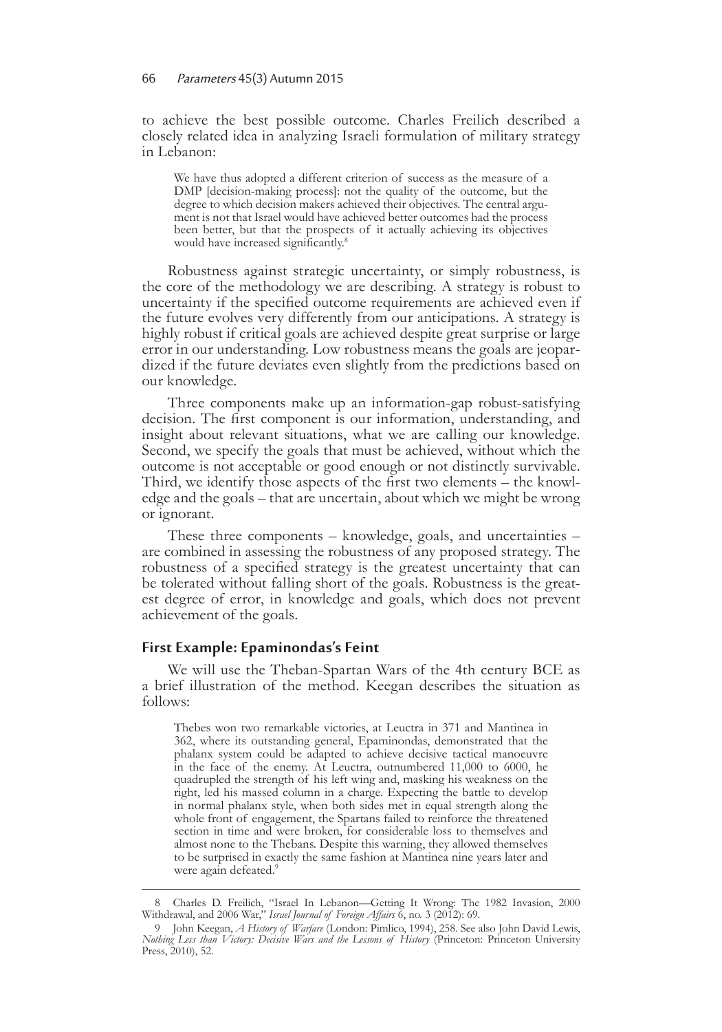to achieve the best possible outcome. Charles Freilich described a closely related idea in analyzing Israeli formulation of military strategy in Lebanon:

> We have thus adopted a different criterion of success as the measure of a DMP [decision-making process]: not the quality of the outcome, but the degree to which decision makers achieved their objectives. The central argument is not that Israel would have achieved better outcomes had the process been better, but that the prospects of it actually achieving its objectives would have increased significantly.[8]

Robustness against strategic uncertainty, or simply robustness, is the core of the methodology we are describing. A strategy is robust to uncertainty if the specified outcome requirements are achieved even if the future evolves very differently from our anticipations. A strategy is highly robust if critical goals are achieved despite great surprise or large error in our understanding. Low robustness means the goals are jeopardized if the future deviates even slightly from the predictions based on our knowledge.

Three components make up an information-gap robust-satisfying decision. The first component is our information, understanding, and insight about relevant situations, what we are calling our knowledge. Second, we specify the goals that must be achieved, without which the outcome is not acceptable or good enough or not distinctly survivable. Third, we identify those aspects of the first two elements – the knowledge and the goals – that are uncertain, about which we might be wrong or ignorant.

These three components – knowledge, goals, and uncertainties – are combined in assessing the robustness of any proposed strategy. The robustness of a specified strategy is the greatest uncertainty that can be tolerated without falling short of the goals. Robustness is the greatest degree of error, in knowledge and goals, which does not prevent achievement of the goals.

## First Example: Epaminondas's Feint

We will use the Theban-Spartan Wars of the 4th century BCE as a brief illustration of the method. Keegan describes the situation as follows:

> Thebes won two remarkable victories, at Leuctra in 371 and Mantinea in 362, where its outstanding general, Epaminondas, demonstrated that the phalanx system could be adapted to achieve decisive tactical manoeuvre in the face of the enemy. At Leuctra, outnumbered 11,000 to 6000, he quadrupled the strength of his left wing and, masking his weakness on the right, led his massed column in a charge. Expecting the battle to develop in normal phalanx style, when both sides met in equal strength along the whole front of engagement, the Spartans failed to reinforce the threatened section in time and were broken, for considerable loss to themselves and almost none to the Thebans. Despite this warning, they allowed themselves to be surprised in exactly the same fashion at Mantinea nine years later and were again defeated.[9]

---

8 Charles D. Freilich, "Israel In Lebanon—Getting It Wrong: The 1982 Invasion, 2000 Withdrawal, and 2006 War," *Israel Journal of Foreign Affairs* 6, no. 3 (2012): 69.

9 John Keegan, *A History of Warfare* (London: Pimlico, 1994), 258. See also John David Lewis, *Nothing Less than Victory: Decisive Wars and the Lessons of History* (Princeton: Princeton University Press, 2010), 52.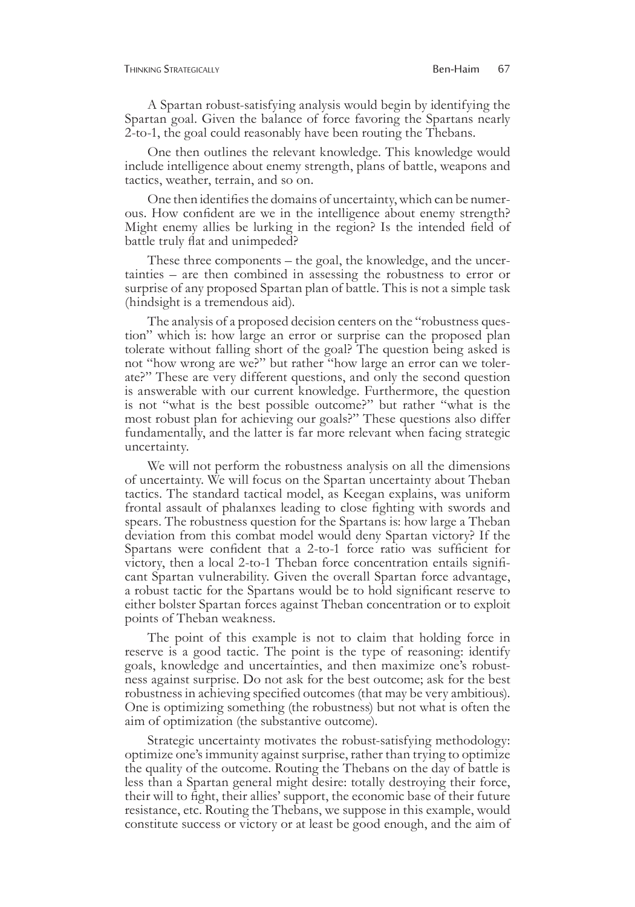A Spartan robust-satisfying analysis would begin by identifying the Spartan goal. Given the balance of force favoring the Spartans nearly 2-to-1, the goal could reasonably have been routing the Thebans.

One then outlines the relevant knowledge. This knowledge would include intelligence about enemy strength, plans of battle, weapons and tactics, weather, terrain, and so on.

One then identifies the domains of uncertainty, which can be numerous. How confident are we in the intelligence about enemy strength? Might enemy allies be lurking in the region? Is the intended field of battle truly flat and unimpeded?

These three components – the goal, the knowledge, and the uncertainties – are then combined in assessing the robustness to error or surprise of any proposed Spartan plan of battle. This is not a simple task (hindsight is a tremendous aid).

The analysis of a proposed decision centers on the "robustness question" which is: how large an error or surprise can the proposed plan tolerate without falling short of the goal? The question being asked is not "how wrong are we?" but rather "how large an error can we tolerate?" These are very different questions, and only the second question is answerable with our current knowledge. Furthermore, the question is not "what is the best possible outcome?" but rather "what is the most robust plan for achieving our goals?" These questions also differ fundamentally, and the latter is far more relevant when facing strategic uncertainty.

We will not perform the robustness analysis on all the dimensions of uncertainty. We will focus on the Spartan uncertainty about Theban tactics. The standard tactical model, as Keegan explains, was uniform frontal assault of phalanxes leading to close fighting with swords and spears. The robustness question for the Spartans is: how large a Theban deviation from this combat model would deny Spartan victory? If the Spartans were confident that a 2-to-1 force ratio was sufficient for victory, then a local 2-to-1 Theban force concentration entails significant Spartan vulnerability. Given the overall Spartan force advantage, a robust tactic for the Spartans would be to hold significant reserve to either bolster Spartan forces against Theban concentration or to exploit points of Theban weakness.

The point of this example is not to claim that holding force in reserve is a good tactic. The point is the type of reasoning: identify goals, knowledge and uncertainties, and then maximize one's robustness against surprise. Do not ask for the best outcome; ask for the best robustness in achieving specified outcomes (that may be very ambitious). One is optimizing something (the robustness) but not what is often the aim of optimization (the substantive outcome).

Strategic uncertainty motivates the robust-satisfying methodology: optimize one's immunity against surprise, rather than trying to optimize the quality of the outcome. Routing the Thebans on the day of battle is less than a Spartan general might desire: totally destroying their force, their will to fight, their allies' support, the economic base of their future resistance, etc. Routing the Thebans, we suppose in this example, would constitute success or victory or at least be good enough, and the aim of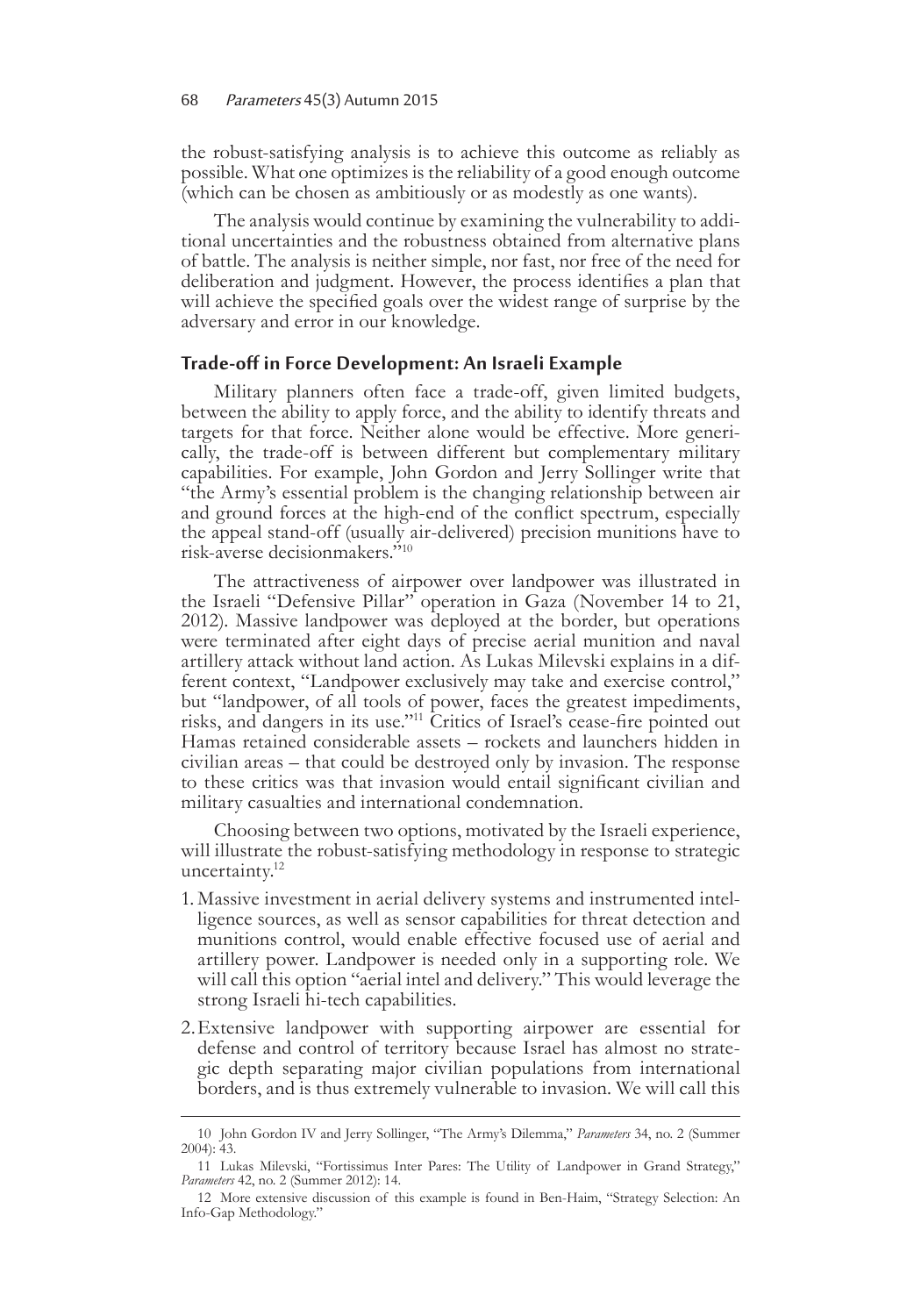the robust-satisfying analysis is to achieve this outcome as reliably as possible. What one optimizes is the reliability of a good enough outcome (which can be chosen as ambitiously or as modestly as one wants).

The analysis would continue by examining the vulnerability to additional uncertainties and the robustness obtained from alternative plans of battle. The analysis is neither simple, nor fast, nor free of the need for deliberation and judgment. However, the process identifies a plan that will achieve the specified goals over the widest range of surprise by the adversary and error in our knowledge.

## Trade-off in Force Development: An Israeli Example

Military planners often face a trade-off, given limited budgets, between the ability to apply force, and the ability to identify threats and targets for that force. Neither alone would be effective. More generically, the trade-off is between different but complementary military capabilities. For example, John Gordon and Jerry Sollinger write that "the Army's essential problem is the changing relationship between air and ground forces at the high-end of the conflict spectrum, especially the appeal stand-off (usually air-delivered) precision munitions have to risk-averse decisionmakers."[10]

The attractiveness of airpower over landpower was illustrated in the Israeli "Defensive Pillar" operation in Gaza (November 14 to 21, 2012). Massive landpower was deployed at the border, but operations were terminated after eight days of precise aerial munition and naval artillery attack without land action. As Lukas Milevski explains in a different context, "Landpower exclusively may take and exercise control," but "landpower, of all tools of power, faces the greatest impediments, risks, and dangers in its use."[11] Critics of Israel's cease-fire pointed out Hamas retained considerable assets – rockets and launchers hidden in civilian areas – that could be destroyed only by invasion. The response to these critics was that invasion would entail significant civilian and military casualties and international condemnation.

Choosing between two options, motivated by the Israeli experience, will illustrate the robust-satisfying methodology in response to strategic uncertainty.[12]

1. Massive investment in aerial delivery systems and instrumented intelligence sources, as well as sensor capabilities for threat detection and munitions control, would enable effective focused use of aerial and artillery power. Landpower is needed only in a supporting role. We will call this option "aerial intel and delivery." This would leverage the strong Israeli hi-tech capabilities.

2. Extensive landpower with supporting airpower are essential for defense and control of territory because Israel has almost no strategic depth separating major civilian populations from international borders, and is thus extremely vulnerable to invasion. We will call this

---

10 John Gordon IV and Jerry Sollinger, "The Army's Dilemma," *Parameters* 34, no. 2 (Summer 2004): 43.

11 Lukas Milevski, "Fortissimus Inter Pares: The Utility of Landpower in Grand Strategy," *Parameters* 42, no. 2 (Summer 2012): 14.

12 More extensive discussion of this example is found in Ben-Haim, "Strategy Selection: An Info-Gap Methodology."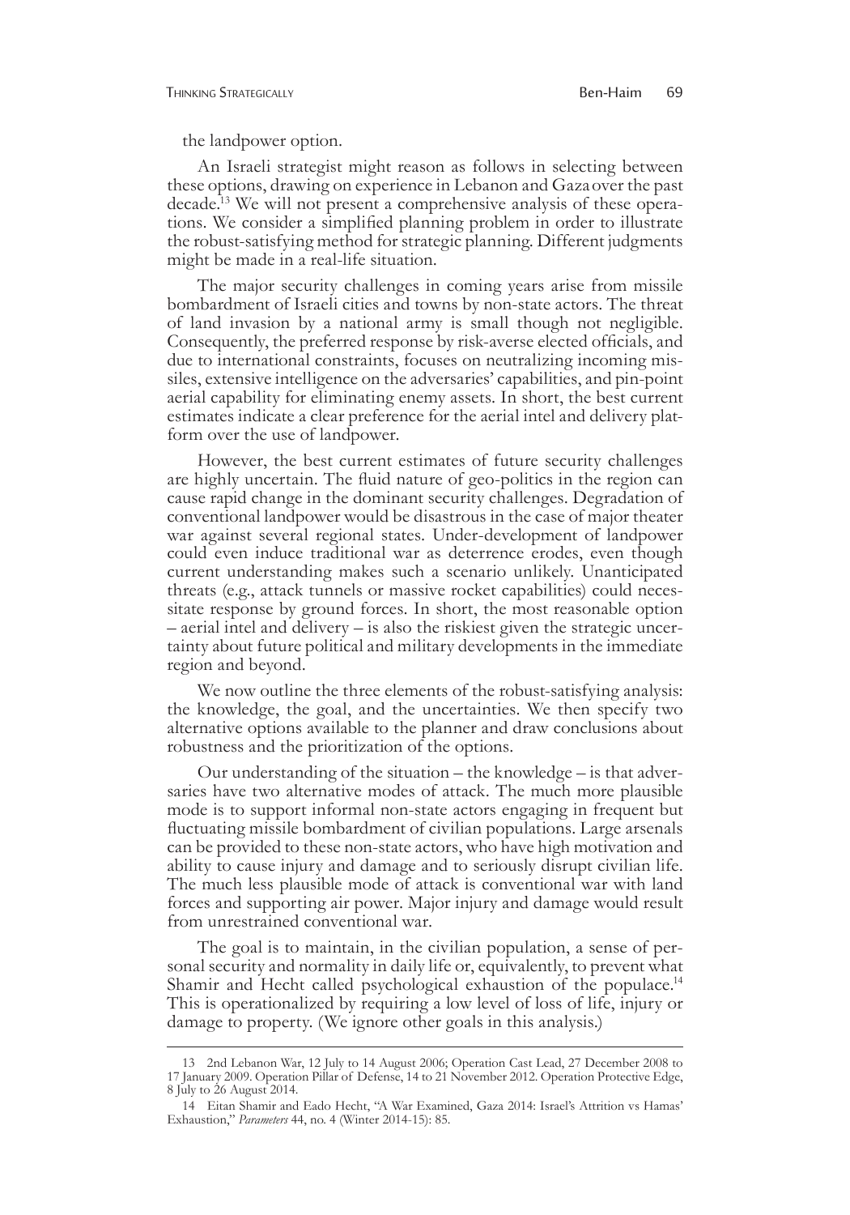the landpower option.

An Israeli strategist might reason as follows in selecting between these options, drawing on experience in Lebanon and Gaza over the past decade.[13] We will not present a comprehensive analysis of these operations. We consider a simplified planning problem in order to illustrate the robust-satisfying method for strategic planning. Different judgments might be made in a real-life situation.

The major security challenges in coming years arise from missile bombardment of Israeli cities and towns by non-state actors. The threat of land invasion by a national army is small though not negligible. Consequently, the preferred response by risk-averse elected officials, and due to international constraints, focuses on neutralizing incoming missiles, extensive intelligence on the adversaries' capabilities, and pin-point aerial capability for eliminating enemy assets. In short, the best current estimates indicate a clear preference for the aerial intel and delivery platform over the use of landpower.

However, the best current estimates of future security challenges are highly uncertain. The fluid nature of geo-politics in the region can cause rapid change in the dominant security challenges. Degradation of conventional landpower would be disastrous in the case of major theater war against several regional states. Under-development of landpower could even induce traditional war as deterrence erodes, even though current understanding makes such a scenario unlikely. Unanticipated threats (e.g., attack tunnels or massive rocket capabilities) could necessitate response by ground forces. In short, the most reasonable option – aerial intel and delivery – is also the riskiest given the strategic uncertainty about future political and military developments in the immediate region and beyond.

We now outline the three elements of the robust-satisfying analysis: the knowledge, the goal, and the uncertainties. We then specify two alternative options available to the planner and draw conclusions about robustness and the prioritization of the options.

Our understanding of the situation – the knowledge – is that adversaries have two alternative modes of attack. The much more plausible mode is to support informal non-state actors engaging in frequent but fluctuating missile bombardment of civilian populations. Large arsenals can be provided to these non-state actors, who have high motivation and ability to cause injury and damage and to seriously disrupt civilian life. The much less plausible mode of attack is conventional war with land forces and supporting air power. Major injury and damage would result from unrestrained conventional war.

The goal is to maintain, in the civilian population, a sense of personal security and normality in daily life or, equivalently, to prevent what Shamir and Hecht called psychological exhaustion of the populace.[14] This is operationalized by requiring a low level of loss of life, injury or damage to property. (We ignore other goals in this analysis.)

---

13 2nd Lebanon War, 12 July to 14 August 2006; Operation Cast Lead, 27 December 2008 to 17 January 2009. Operation Pillar of Defense, 14 to 21 November 2012. Operation Protective Edge, 8 July to 26 August 2014.

14 Eitan Shamir and Eado Hecht, "A War Examined, Gaza 2014: Israel's Attrition vs Hamas' Exhaustion," *Parameters* 44, no. 4 (Winter 2014-15): 85.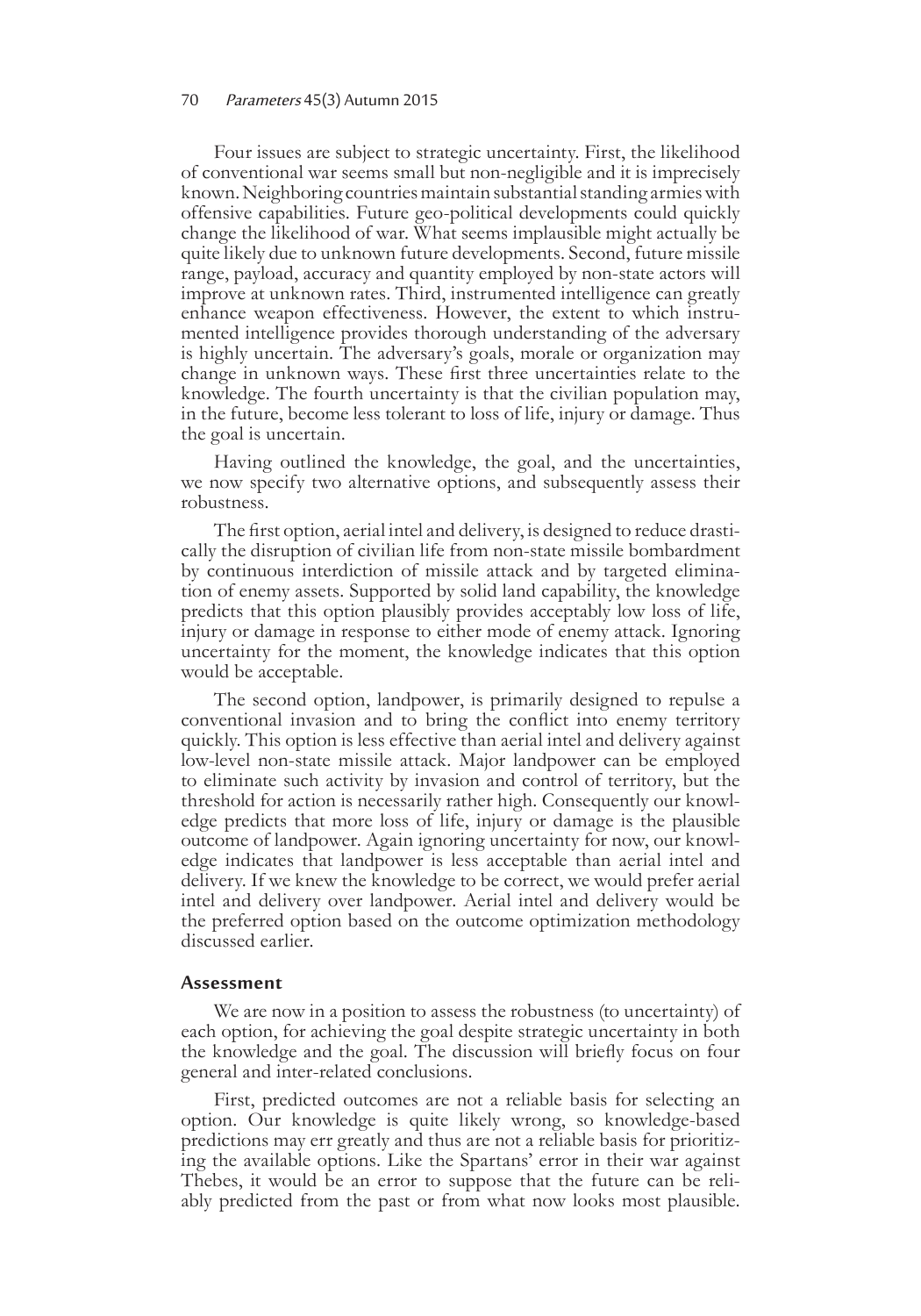Four issues are subject to strategic uncertainty. First, the likelihood of conventional war seems small but non-negligible and it is imprecisely known. Neighboring countries maintain substantial standing armies with offensive capabilities. Future geo-political developments could quickly change the likelihood of war. What seems implausible might actually be quite likely due to unknown future developments. Second, future missile range, payload, accuracy and quantity employed by non-state actors will improve at unknown rates. Third, instrumented intelligence can greatly enhance weapon effectiveness. However, the extent to which instrumented intelligence provides thorough understanding of the adversary is highly uncertain. The adversary's goals, morale or organization may change in unknown ways. These first three uncertainties relate to the knowledge. The fourth uncertainty is that the civilian population may, in the future, become less tolerant to loss of life, injury or damage. Thus the goal is uncertain.

Having outlined the knowledge, the goal, and the uncertainties, we now specify two alternative options, and subsequently assess their robustness.

The first option, aerial intel and delivery, is designed to reduce drastically the disruption of civilian life from non-state missile bombardment by continuous interdiction of missile attack and by targeted elimination of enemy assets. Supported by solid land capability, the knowledge predicts that this option plausibly provides acceptably low loss of life, injury or damage in response to either mode of enemy attack. Ignoring uncertainty for the moment, the knowledge indicates that this option would be acceptable.

The second option, landpower, is primarily designed to repulse a conventional invasion and to bring the conflict into enemy territory quickly. This option is less effective than aerial intel and delivery against low-level non-state missile attack. Major landpower can be employed to eliminate such activity by invasion and control of territory, but the threshold for action is necessarily rather high. Consequently our knowledge predicts that more loss of life, injury or damage is the plausible outcome of landpower. Again ignoring uncertainty for now, our knowledge indicates that landpower is less acceptable than aerial intel and delivery. If we knew the knowledge to be correct, we would prefer aerial intel and delivery over landpower. Aerial intel and delivery would be the preferred option based on the outcome optimization methodology discussed earlier.

### Assessment

We are now in a position to assess the robustness (to uncertainty) of each option, for achieving the goal despite strategic uncertainty in both the knowledge and the goal. The discussion will briefly focus on four general and inter-related conclusions.

First, predicted outcomes are not a reliable basis for selecting an option. Our knowledge is quite likely wrong, so knowledge-based predictions may err greatly and thus are not a reliable basis for prioritizing the available options. Like the Spartans' error in their war against Thebes, it would be an error to suppose that the future can be reliably predicted from the past or from what now looks most plausible.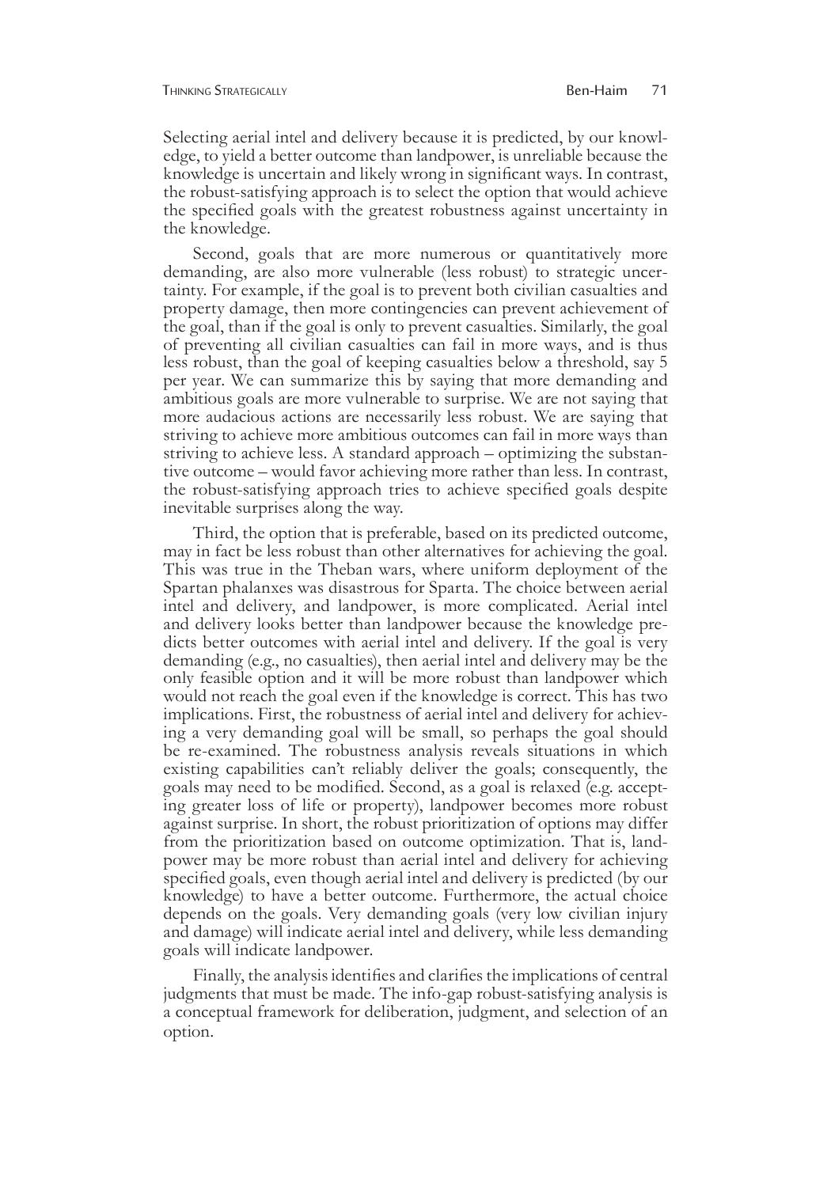Selecting aerial intel and delivery because it is predicted, by our knowledge, to yield a better outcome than landpower, is unreliable because the knowledge is uncertain and likely wrong in significant ways. In contrast, the robust-satisfying approach is to select the option that would achieve the specified goals with the greatest robustness against uncertainty in the knowledge.

Second, goals that are more numerous or quantitatively more demanding, are also more vulnerable (less robust) to strategic uncertainty. For example, if the goal is to prevent both civilian casualties and property damage, then more contingencies can prevent achievement of the goal, than if the goal is only to prevent casualties. Similarly, the goal of preventing all civilian casualties can fail in more ways, and is thus less robust, than the goal of keeping casualties below a threshold, say 5 per year. We can summarize this by saying that more demanding and ambitious goals are more vulnerable to surprise. We are not saying that more audacious actions are necessarily less robust. We are saying that striving to achieve more ambitious outcomes can fail in more ways than striving to achieve less. A standard approach – optimizing the substantive outcome – would favor achieving more rather than less. In contrast, the robust-satisfying approach tries to achieve specified goals despite inevitable surprises along the way.

Third, the option that is preferable, based on its predicted outcome, may in fact be less robust than other alternatives for achieving the goal. This was true in the Theban wars, where uniform deployment of the Spartan phalanxes was disastrous for Sparta. The choice between aerial intel and delivery, and landpower, is more complicated. Aerial intel and delivery looks better than landpower because the knowledge predicts better outcomes with aerial intel and delivery. If the goal is very demanding (e.g., no casualties), then aerial intel and delivery may be the only feasible option and it will be more robust than landpower which would not reach the goal even if the knowledge is correct. This has two implications. First, the robustness of aerial intel and delivery for achieving a very demanding goal will be small, so perhaps the goal should be re-examined. The robustness analysis reveals situations in which existing capabilities can't reliably deliver the goals; consequently, the goals may need to be modified. Second, as a goal is relaxed (e.g. accepting greater loss of life or property), landpower becomes more robust against surprise. In short, the robust prioritization of options may differ from the prioritization based on outcome optimization. That is, landpower may be more robust than aerial intel and delivery for achieving specified goals, even though aerial intel and delivery is predicted (by our knowledge) to have a better outcome. Furthermore, the actual choice depends on the goals. Very demanding goals (very low civilian injury and damage) will indicate aerial intel and delivery, while less demanding goals will indicate landpower.

Finally, the analysis identifies and clarifies the implications of central judgments that must be made. The info-gap robust-satisfying analysis is a conceptual framework for deliberation, judgment, and selection of an option.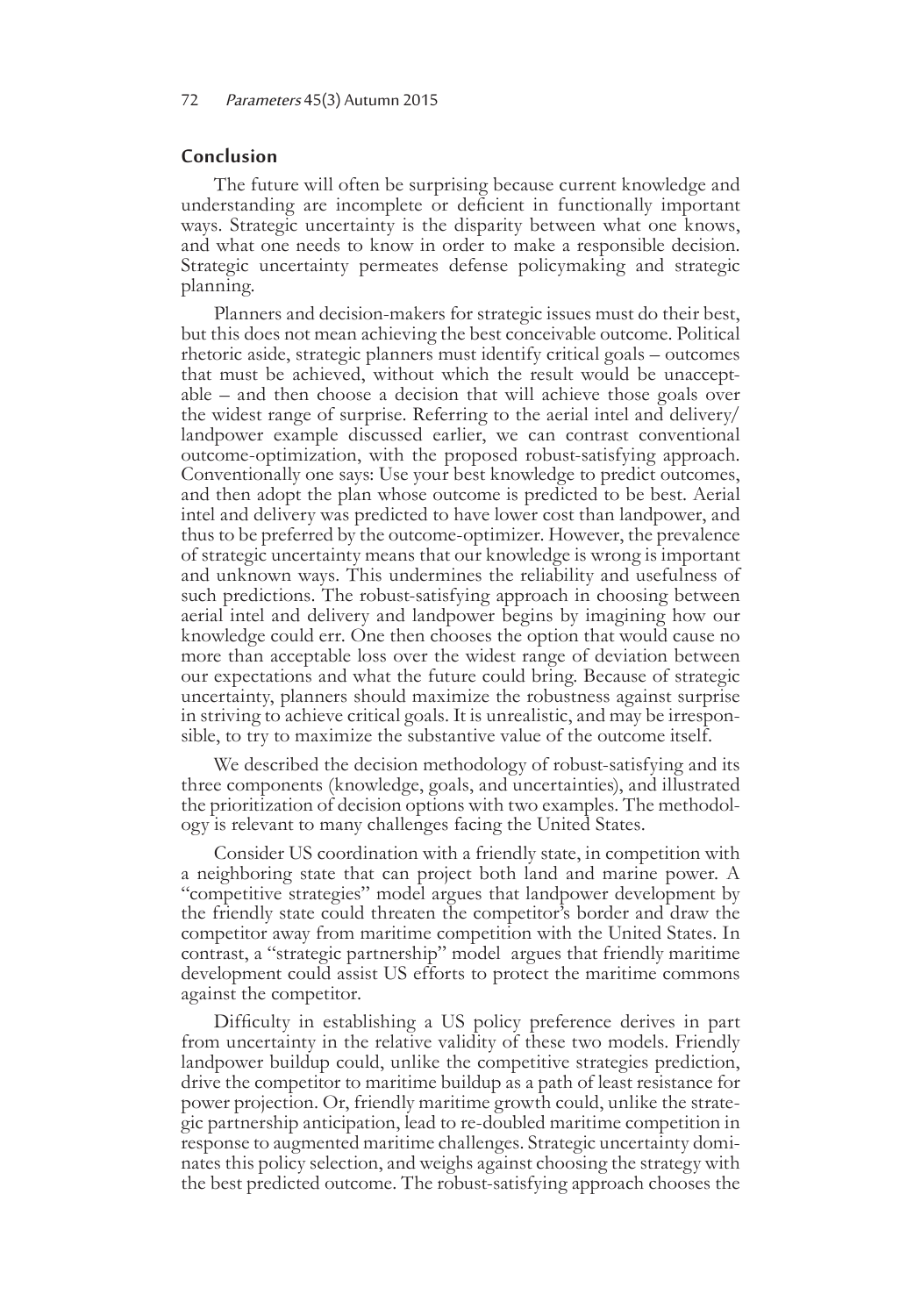## Conclusion

The future will often be surprising because current knowledge and understanding are incomplete or deficient in functionally important ways. Strategic uncertainty is the disparity between what one knows, and what one needs to know in order to make a responsible decision. Strategic uncertainty permeates defense policymaking and strategic planning.

Planners and decision-makers for strategic issues must do their best, but this does not mean achieving the best conceivable outcome. Political rhetoric aside, strategic planners must identify critical goals – outcomes that must be achieved, without which the result would be unacceptable – and then choose a decision that will achieve those goals over the widest range of surprise. Referring to the aerial intel and delivery/landpower example discussed earlier, we can contrast conventional outcome-optimization, with the proposed robust-satisfying approach. Conventionally one says: Use your best knowledge to predict outcomes, and then adopt the plan whose outcome is predicted to be best. Aerial intel and delivery was predicted to have lower cost than landpower, and thus to be preferred by the outcome-optimizer. However, the prevalence of strategic uncertainty means that our knowledge is wrong is important and unknown ways. This undermines the reliability and usefulness of such predictions. The robust-satisfying approach in choosing between aerial intel and delivery and landpower begins by imagining how our knowledge could err. One then chooses the option that would cause no more than acceptable loss over the widest range of deviation between our expectations and what the future could bring. Because of strategic uncertainty, planners should maximize the robustness against surprise in striving to achieve critical goals. It is unrealistic, and may be irresponsible, to try to maximize the substantive value of the outcome itself.

We described the decision methodology of robust-satisfying and its three components (knowledge, goals, and uncertainties), and illustrated the prioritization of decision options with two examples. The methodology is relevant to many challenges facing the United States.

Consider US coordination with a friendly state, in competition with a neighboring state that can project both land and marine power. A "competitive strategies" model argues that landpower development by the friendly state could threaten the competitor's border and draw the competitor away from maritime competition with the United States. In contrast, a "strategic partnership" model argues that friendly maritime development could assist US efforts to protect the maritime commons against the competitor.

Difficulty in establishing a US policy preference derives in part from uncertainty in the relative validity of these two models. Friendly landpower buildup could, unlike the competitive strategies prediction, drive the competitor to maritime buildup as a path of least resistance for power projection. Or, friendly maritime growth could, unlike the strategic partnership anticipation, lead to re-doubled maritime competition in response to augmented maritime challenges. Strategic uncertainty dominates this policy selection, and weighs against choosing the strategy with the best predicted outcome. The robust-satisfying approach chooses the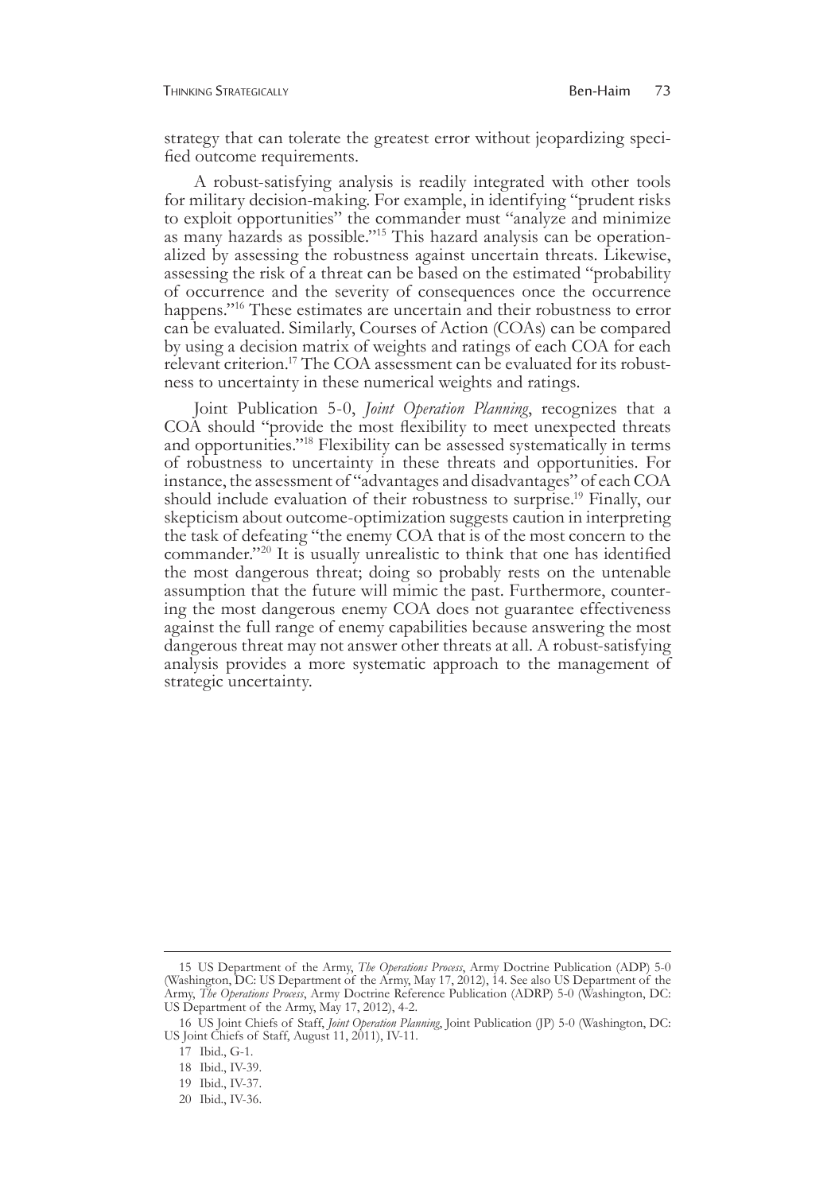strategy that can tolerate the greatest error without jeopardizing specified outcome requirements.

A robust-satisfying analysis is readily integrated with other tools for military decision-making. For example, in identifying "prudent risks to exploit opportunities" the commander must "analyze and minimize as many hazards as possible."[15] This hazard analysis can be operationalized by assessing the robustness against uncertain threats. Likewise, assessing the risk of a threat can be based on the estimated "probability of occurrence and the severity of consequences once the occurrence happens."[16] These estimates are uncertain and their robustness to error can be evaluated. Similarly, Courses of Action (COAs) can be compared by using a decision matrix of weights and ratings of each COA for each relevant criterion.[17] The COA assessment can be evaluated for its robustness to uncertainty in these numerical weights and ratings.

Joint Publication 5-0, *Joint Operation Planning*, recognizes that a COA should "provide the most flexibility to meet unexpected threats and opportunities."[18] Flexibility can be assessed systematically in terms of robustness to uncertainty in these threats and opportunities. For instance, the assessment of "advantages and disadvantages" of each COA should include evaluation of their robustness to surprise.[19] Finally, our skepticism about outcome-optimization suggests caution in interpreting the task of defeating "the enemy COA that is of the most concern to the commander."[20] It is usually unrealistic to think that one has identified the most dangerous threat; doing so probably rests on the untenable assumption that the future will mimic the past. Furthermore, countering the most dangerous enemy COA does not guarantee effectiveness against the full range of enemy capabilities because answering the most dangerous threat may not answer other threats at all. A robust-satisfying analysis provides a more systematic approach to the management of strategic uncertainty.

---

15 US Department of the Army, *The Operations Process*, Army Doctrine Publication (ADP) 5-0 (Washington, DC: US Department of the Army, May 17, 2012), 14. See also US Department of the Army, *The Operations Process*, Army Doctrine Reference Publication (ADRP) 5-0 (Washington, DC: US Department of the Army, May 17, 2012), 4-2.

16 US Joint Chiefs of Staff, *Joint Operation Planning*, Joint Publication (JP) 5-0 (Washington, DC: US Joint Chiefs of Staff, August 11, 2011), IV-11.

17 Ibid., G-1.

18 Ibid., IV-39.

19 Ibid., IV-37.

20 Ibid., IV-36.